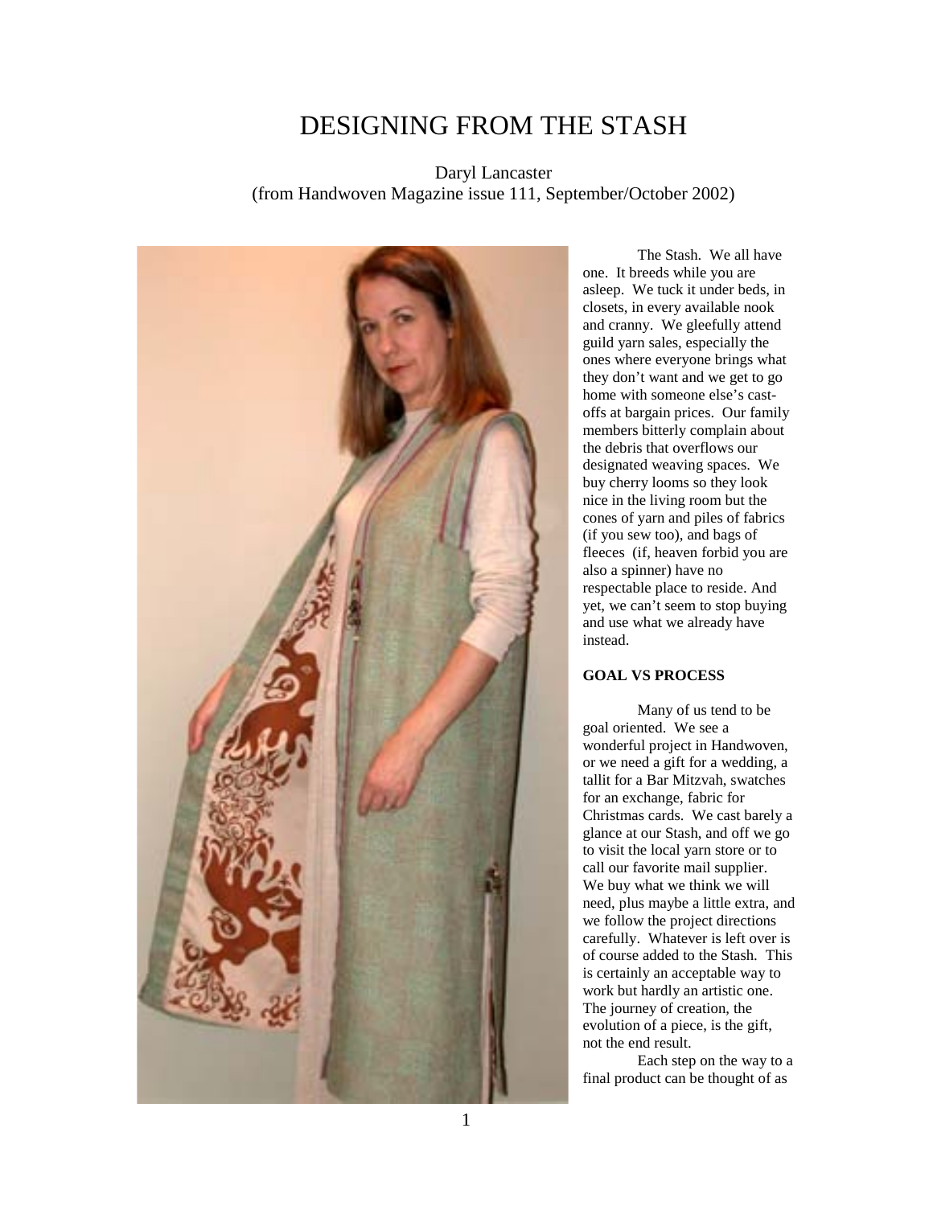# DESIGNING FROM THE STASH

Daryl Lancaster
(from Handwoven Magazine issue 111, September/October 2002)

The Stash. We all have one. It breeds while you are asleep. We tuck it under beds, in closets, in every available nook and cranny. We gleefully attend guild yarn sales, especially the ones where everyone brings what they don't want and we get to go home with someone else's cast-offs at bargain prices. Our family members bitterly complain about the debris that overflows our designated weaving spaces. We buy cherry looms so they look nice in the living room but the cones of yarn and piles of fabrics (if you sew too), and bags of fleeces (if, heaven forbid you are also a spinner) have no respectable place to reside. And yet, we can't seem to stop buying and use what we already have instead.

### GOAL VS PROCESS

Many of us tend to be goal oriented. We see a wonderful project in Handwoven, or we need a gift for a wedding, a tallit for a Bar Mitzvah, swatches for an exchange, fabric for Christmas cards. We cast barely a glance at our Stash, and off we go to visit the local yarn store or to call our favorite mail supplier. We buy what we think we will need, plus maybe a little extra, and we follow the project directions carefully. Whatever is left over is of course added to the Stash. This is certainly an acceptable way to work but hardly an artistic one. The journey of creation, the evolution of a piece, is the gift, not the end result.

Each step on the way to a final product can be thought of as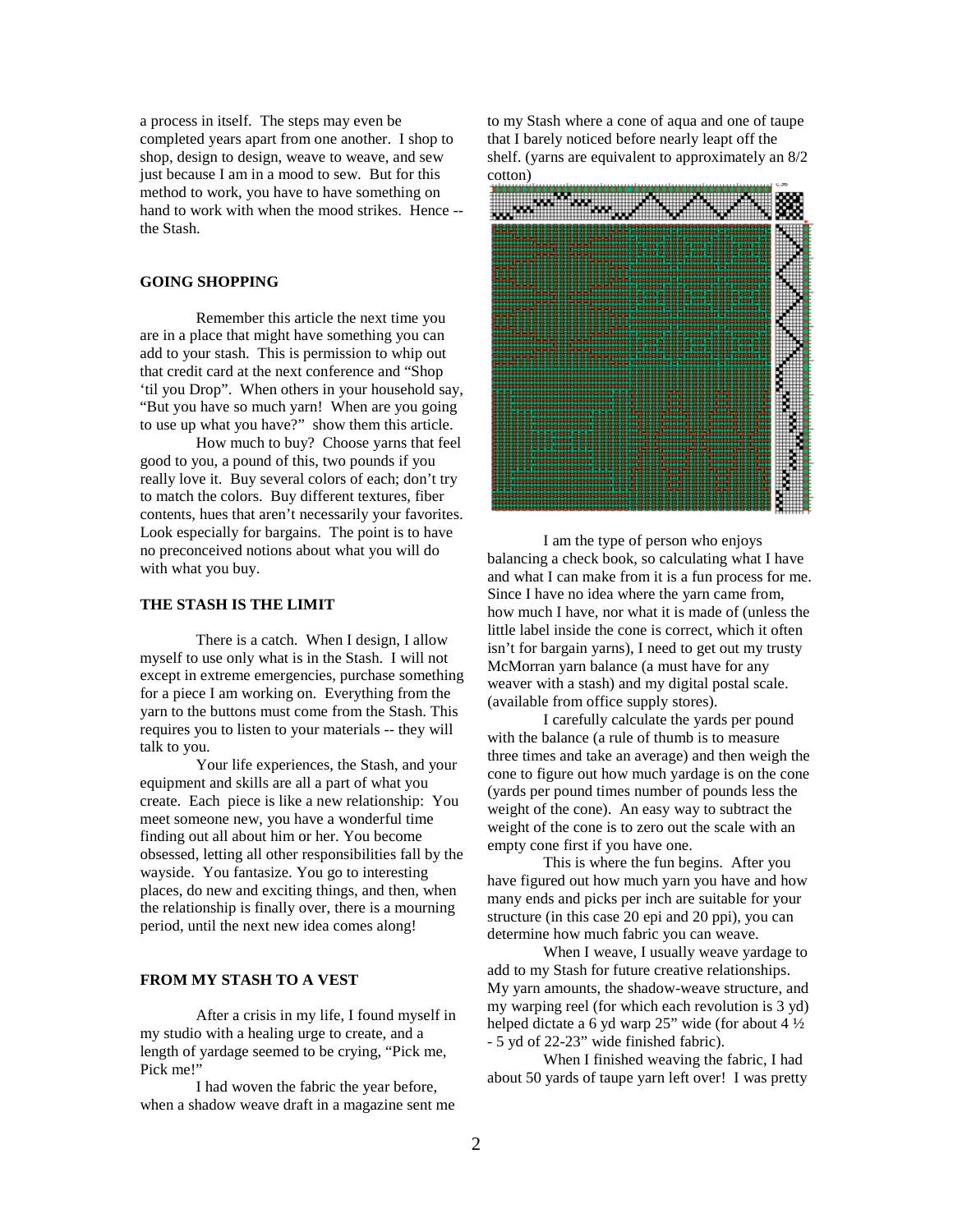a process in itself. The steps may even be completed years apart from one another. I shop to shop, design to design, weave to weave, and sew just because I am in a mood to sew. But for this method to work, you have to have something on hand to work with when the mood strikes. Hence -- the Stash.

## GOING SHOPPING

Remember this article the next time you are in a place that might have something you can add to your stash. This is permission to whip out that credit card at the next conference and "Shop 'til you Drop". When others in your household say, "But you have so much yarn! When are you going to use up what you have?" show them this article.

How much to buy? Choose yarns that feel good to you, a pound of this, two pounds if you really love it. Buy several colors of each; don't try to match the colors. Buy different textures, fiber contents, hues that aren't necessarily your favorites. Look especially for bargains. The point is to have no preconceived notions about what you will do with what you buy.

## THE STASH IS THE LIMIT

There is a catch. When I design, I allow myself to use only what is in the Stash. I will not except in extreme emergencies, purchase something for a piece I am working on. Everything from the yarn to the buttons must come from the Stash. This requires you to listen to your materials -- they will talk to you.

Your life experiences, the Stash, and your equipment and skills are all a part of what you create. Each piece is like a new relationship: You meet someone new, you have a wonderful time finding out all about him or her. You become obsessed, letting all other responsibilities fall by the wayside. You fantasize. You go to interesting places, do new and exciting things, and then, when the relationship is finally over, there is a mourning period, until the next new idea comes along!

## FROM MY STASH TO A VEST

After a crisis in my life, I found myself in my studio with a healing urge to create, and a length of yardage seemed to be crying, "Pick me, Pick me!"

I had woven the fabric the year before, when a shadow weave draft in a magazine sent me to my Stash where a cone of aqua and one of taupe that I barely noticed before nearly leapt off the shelf. (yarns are equivalent to approximately an 8/2 cotton)

I am the type of person who enjoys balancing a check book, so calculating what I have and what I can make from it is a fun process for me. Since I have no idea where the yarn came from, how much I have, nor what it is made of (unless the little label inside the cone is correct, which it often isn't for bargain yarns), I need to get out my trusty McMorran yarn balance (a must have for any weaver with a stash) and my digital postal scale. (available from office supply stores).

I carefully calculate the yards per pound with the balance (a rule of thumb is to measure three times and take an average) and then weigh the cone to figure out how much yardage is on the cone (yards per pound times number of pounds less the weight of the cone). An easy way to subtract the weight of the cone is to zero out the scale with an empty cone first if you have one.

This is where the fun begins. After you have figured out how much yarn you have and how many ends and picks per inch are suitable for your structure (in this case 20 epi and 20 ppi), you can determine how much fabric you can weave.

When I weave, I usually weave yardage to add to my Stash for future creative relationships. My yarn amounts, the shadow-weave structure, and my warping reel (for which each revolution is 3 yd) helped dictate a 6 yd warp 25" wide (for about 4 ½ - 5 yd of 22-23" wide finished fabric).

When I finished weaving the fabric, I had about 50 yards of taupe yarn left over! I was pretty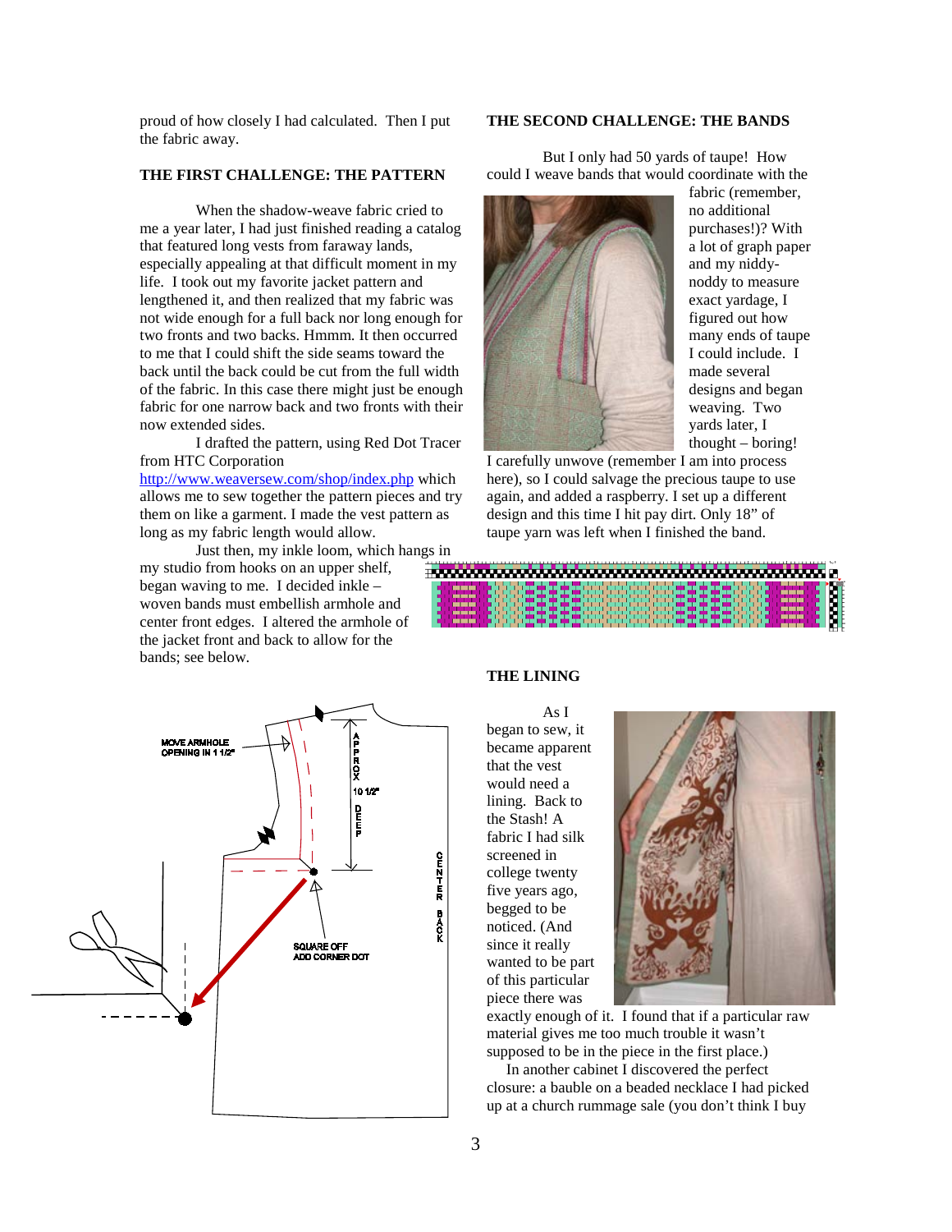proud of how closely I had calculated. Then I put the fabric away.

## THE FIRST CHALLENGE: THE PATTERN

When the shadow-weave fabric cried to me a year later, I had just finished reading a catalog that featured long vests from faraway lands, especially appealing at that difficult moment in my life. I took out my favorite jacket pattern and lengthened it, and then realized that my fabric was not wide enough for a full back nor long enough for two fronts and two backs. Hmmm. It then occurred to me that I could shift the side seams toward the back until the back could be cut from the full width of the fabric. In this case there might just be enough fabric for one narrow back and two fronts with their now extended sides.

I drafted the pattern, using Red Dot Tracer from HTC Corporation [http://www.weaversew.com/shop/index.php](http://www.weaversew.com/shop/index.php) which allows me to sew together the pattern pieces and try them on like a garment. I made the vest pattern as long as my fabric length would allow.

Just then, my inkle loom, which hangs in my studio from hooks on an upper shelf, began waving to me. I decided inkle – woven bands must embellish armhole and center front edges. I altered the armhole of the jacket front and back to allow for the bands; see below.

MOVE ARMHOLE OPENING IN 1 1/2"

APPROX 10 1/2" DEEP

CENTER BACK

SQUARE OFF ADD CORNER DOT

## THE SECOND CHALLENGE: THE BANDS

But I only had 50 yards of taupe! How could I weave bands that would coordinate with the fabric (remember, no additional purchases!)? With a lot of graph paper and my niddy-noddy to measure exact yardage, I figured out how many ends of taupe I could include. I made several designs and began weaving. Two yards later, I thought – boring! I carefully unwove (remember I am into process here), so I could salvage the precious taupe to use again, and added a raspberry. I set up a different design and this time I hit pay dirt. Only 18" of taupe yarn was left when I finished the band.

## THE LINING

As I began to sew, it became apparent that the vest would need a lining. Back to the Stash! A fabric I had silk screened in college twenty five years ago, begged to be noticed. (And since it really wanted to be part of this particular piece there was exactly enough of it. I found that if a particular raw material gives me too much trouble it wasn't supposed to be in the piece in the first place.)

In another cabinet I discovered the perfect closure: a bauble on a beaded necklace I had picked up at a church rummage sale (you don't think I buy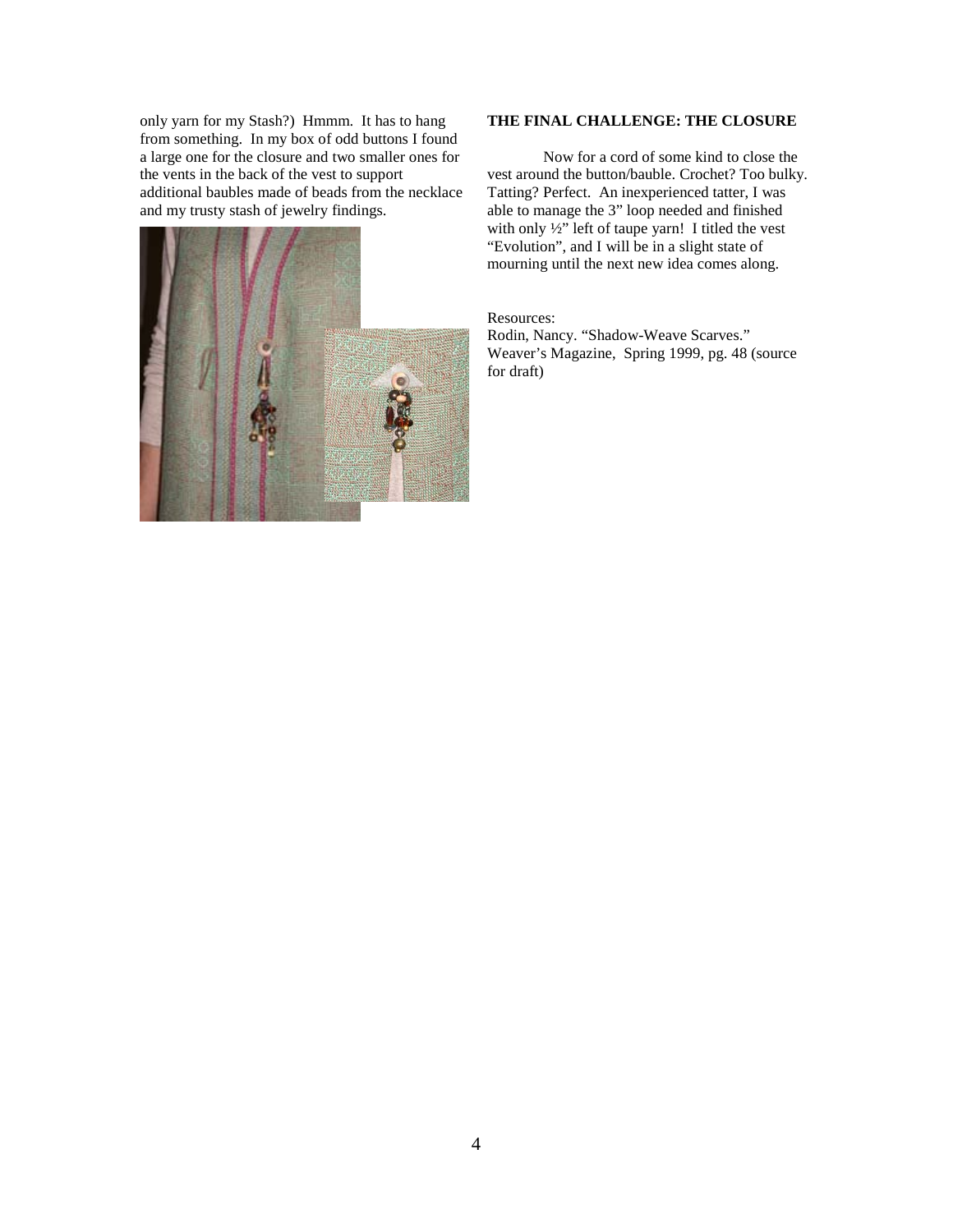only yarn for my Stash?) Hmmm. It has to hang from something. In my box of odd buttons I found a large one for the closure and two smaller ones for the vents in the back of the vest to support additional baubles made of beads from the necklace and my trusty stash of jewelry findings.

**THE FINAL CHALLENGE: THE CLOSURE**

Now for a cord of some kind to close the vest around the button/bauble. Crochet? Too bulky. Tatting? Perfect. An inexperienced tatter, I was able to manage the 3" loop needed and finished with only ½" left of taupe yarn! I titled the vest "Evolution", and I will be in a slight state of mourning until the next new idea comes along.

Resources:
Rodin, Nancy. "Shadow-Weave Scarves." Weaver's Magazine, Spring 1999, pg. 48 (source for draft)